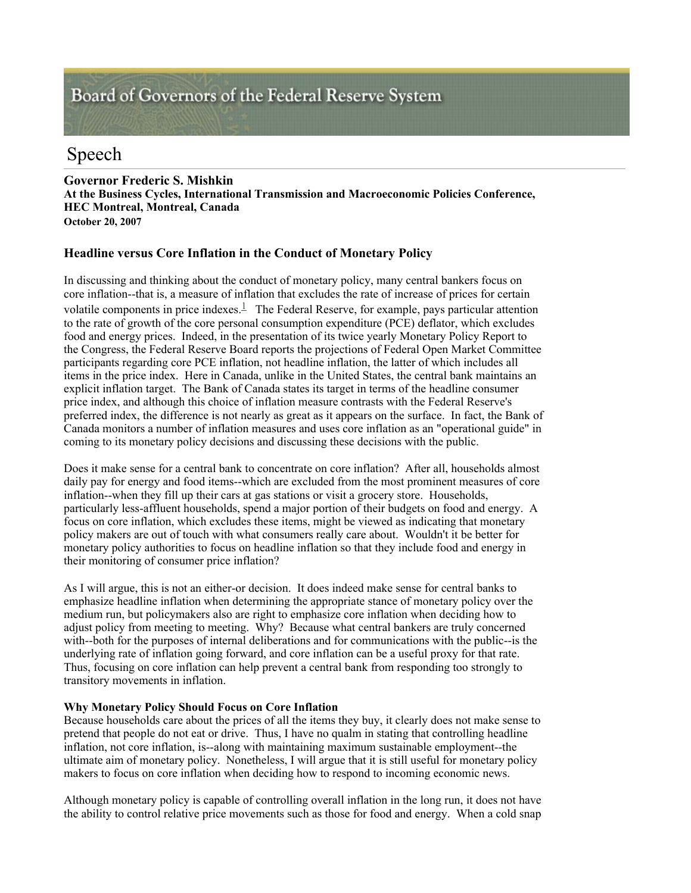Board of Governors of the Federal Reserve System

# Speech

**Governor Frederic S. Mishkin**
**At the Business Cycles, International Transmission and Macroeconomic Policies Conference, HEC Montreal, Montreal, Canada**
**October 20, 2007**

## Headline versus Core Inflation in the Conduct of Monetary Policy

In discussing and thinking about the conduct of monetary policy, many central bankers focus on core inflation--that is, a measure of inflation that excludes the rate of increase of prices for certain volatile components in price indexes.[1] The Federal Reserve, for example, pays particular attention to the rate of growth of the core personal consumption expenditure (PCE) deflator, which excludes food and energy prices. Indeed, in the presentation of its twice yearly Monetary Policy Report to the Congress, the Federal Reserve Board reports the projections of Federal Open Market Committee participants regarding core PCE inflation, not headline inflation, the latter of which includes all items in the price index. Here in Canada, unlike in the United States, the central bank maintains an explicit inflation target. The Bank of Canada states its target in terms of the headline consumer price index, and although this choice of inflation measure contrasts with the Federal Reserve's preferred index, the difference is not nearly as great as it appears on the surface. In fact, the Bank of Canada monitors a number of inflation measures and uses core inflation as an "operational guide" in coming to its monetary policy decisions and discussing these decisions with the public.

Does it make sense for a central bank to concentrate on core inflation? After all, households almost daily pay for energy and food items--which are excluded from the most prominent measures of core inflation--when they fill up their cars at gas stations or visit a grocery store. Households, particularly less-affluent households, spend a major portion of their budgets on food and energy. A focus on core inflation, which excludes these items, might be viewed as indicating that monetary policy makers are out of touch with what consumers really care about. Wouldn't it be better for monetary policy authorities to focus on headline inflation so that they include food and energy in their monitoring of consumer price inflation?

As I will argue, this is not an either-or decision. It does indeed make sense for central banks to emphasize headline inflation when determining the appropriate stance of monetary policy over the medium run, but policymakers also are right to emphasize core inflation when deciding how to adjust policy from meeting to meeting. Why? Because what central bankers are truly concerned with--both for the purposes of internal deliberations and for communications with the public--is the underlying rate of inflation going forward, and core inflation can be a useful proxy for that rate. Thus, focusing on core inflation can help prevent a central bank from responding too strongly to transitory movements in inflation.

**Why Monetary Policy Should Focus on Core Inflation**
Because households care about the prices of all the items they buy, it clearly does not make sense to pretend that people do not eat or drive. Thus, I have no qualm in stating that controlling headline inflation, not core inflation, is--along with maintaining maximum sustainable employment--the ultimate aim of monetary policy. Nonetheless, I will argue that it is still useful for monetary policy makers to focus on core inflation when deciding how to respond to incoming economic news.

Although monetary policy is capable of controlling overall inflation in the long run, it does not have the ability to control relative price movements such as those for food and energy. When a cold snap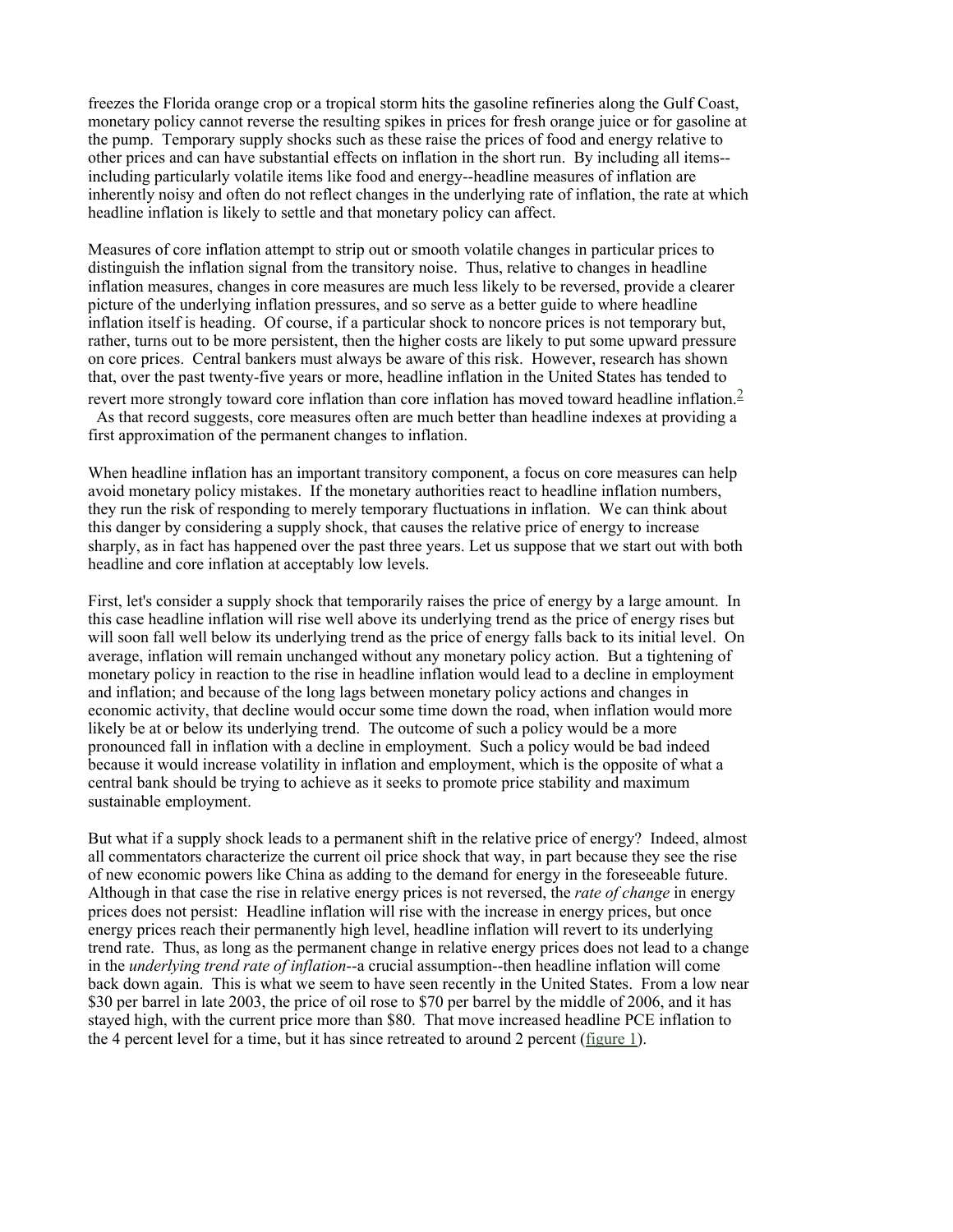freezes the Florida orange crop or a tropical storm hits the gasoline refineries along the Gulf Coast, monetary policy cannot reverse the resulting spikes in prices for fresh orange juice or for gasoline at the pump. Temporary supply shocks such as these raise the prices of food and energy relative to other prices and can have substantial effects on inflation in the short run. By including all items--including particularly volatile items like food and energy--headline measures of inflation are inherently noisy and often do not reflect changes in the underlying rate of inflation, the rate at which headline inflation is likely to settle and that monetary policy can affect.

Measures of core inflation attempt to strip out or smooth volatile changes in particular prices to distinguish the inflation signal from the transitory noise. Thus, relative to changes in headline inflation measures, changes in core measures are much less likely to be reversed, provide a clearer picture of the underlying inflation pressures, and so serve as a better guide to where headline inflation itself is heading. Of course, if a particular shock to noncore prices is not temporary but, rather, turns out to be more persistent, then the higher costs are likely to put some upward pressure on core prices. Central bankers must always be aware of this risk. However, research has shown that, over the past twenty-five years or more, headline inflation in the United States has tended to revert more strongly toward core inflation than core inflation has moved toward headline inflation.[2] As that record suggests, core measures often are much better than headline indexes at providing a first approximation of the permanent changes to inflation.

When headline inflation has an important transitory component, a focus on core measures can help avoid monetary policy mistakes. If the monetary authorities react to headline inflation numbers, they run the risk of responding to merely temporary fluctuations in inflation. We can think about this danger by considering a supply shock, that causes the relative price of energy to increase sharply, as in fact has happened over the past three years. Let us suppose that we start out with both headline and core inflation at acceptably low levels.

First, let's consider a supply shock that temporarily raises the price of energy by a large amount. In this case headline inflation will rise well above its underlying trend as the price of energy rises but will soon fall well below its underlying trend as the price of energy falls back to its initial level. On average, inflation will remain unchanged without any monetary policy action. But a tightening of monetary policy in reaction to the rise in headline inflation would lead to a decline in employment and inflation; and because of the long lags between monetary policy actions and changes in economic activity, that decline would occur some time down the road, when inflation would more likely be at or below its underlying trend. The outcome of such a policy would be a more pronounced fall in inflation with a decline in employment. Such a policy would be bad indeed because it would increase volatility in inflation and employment, which is the opposite of what a central bank should be trying to achieve as it seeks to promote price stability and maximum sustainable employment.

But what if a supply shock leads to a permanent shift in the relative price of energy? Indeed, almost all commentators characterize the current oil price shock that way, in part because they see the rise of new economic powers like China as adding to the demand for energy in the foreseeable future. Although in that case the rise in relative energy prices is not reversed, the *rate of change* in energy prices does not persist: Headline inflation will rise with the increase in energy prices, but once energy prices reach their permanently high level, headline inflation will revert to its underlying trend rate. Thus, as long as the permanent change in relative energy prices does not lead to a change in the *underlying trend rate of inflation*--a crucial assumption--then headline inflation will come back down again. This is what we seem to have seen recently in the United States. From a low near $30 per barrel in late 2003, the price of oil rose to $70 per barrel by the middle of 2006, and it has stayed high, with the current price more than $80. That move increased headline PCE inflation to the 4 percent level for a time, but it has since retreated to around 2 percent (figure 1).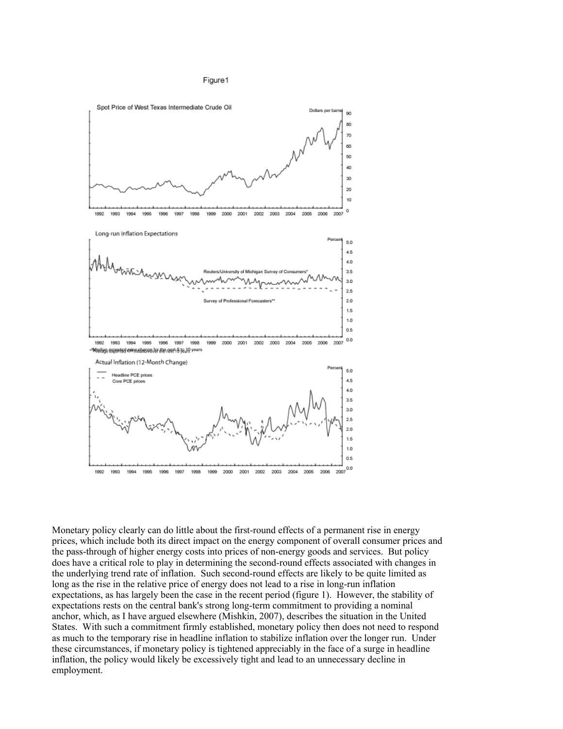Figure1

Monetary policy clearly can do little about the first-round effects of a permanent rise in energy prices, which include both its direct impact on the energy component of overall consumer prices and the pass-through of higher energy costs into prices of non-energy goods and services. But policy does have a critical role to play in determining the second-round effects associated with changes in the underlying trend rate of inflation. Such second-round effects are likely to be quite limited as long as the rise in the relative price of energy does not lead to a rise in long-run inflation expectations, as has largely been the case in the recent period (figure 1). However, the stability of expectations rests on the central bank's strong long-term commitment to providing a nominal anchor, which, as I have argued elsewhere (Mishkin, 2007), describes the situation in the United States. With such a commitment firmly established, monetary policy then does not need to respond as much to the temporary rise in headline inflation to stabilize inflation over the longer run. Under these circumstances, if monetary policy is tightened appreciably in the face of a surge in headline inflation, the policy would likely be excessively tight and lead to an unnecessary decline in employment.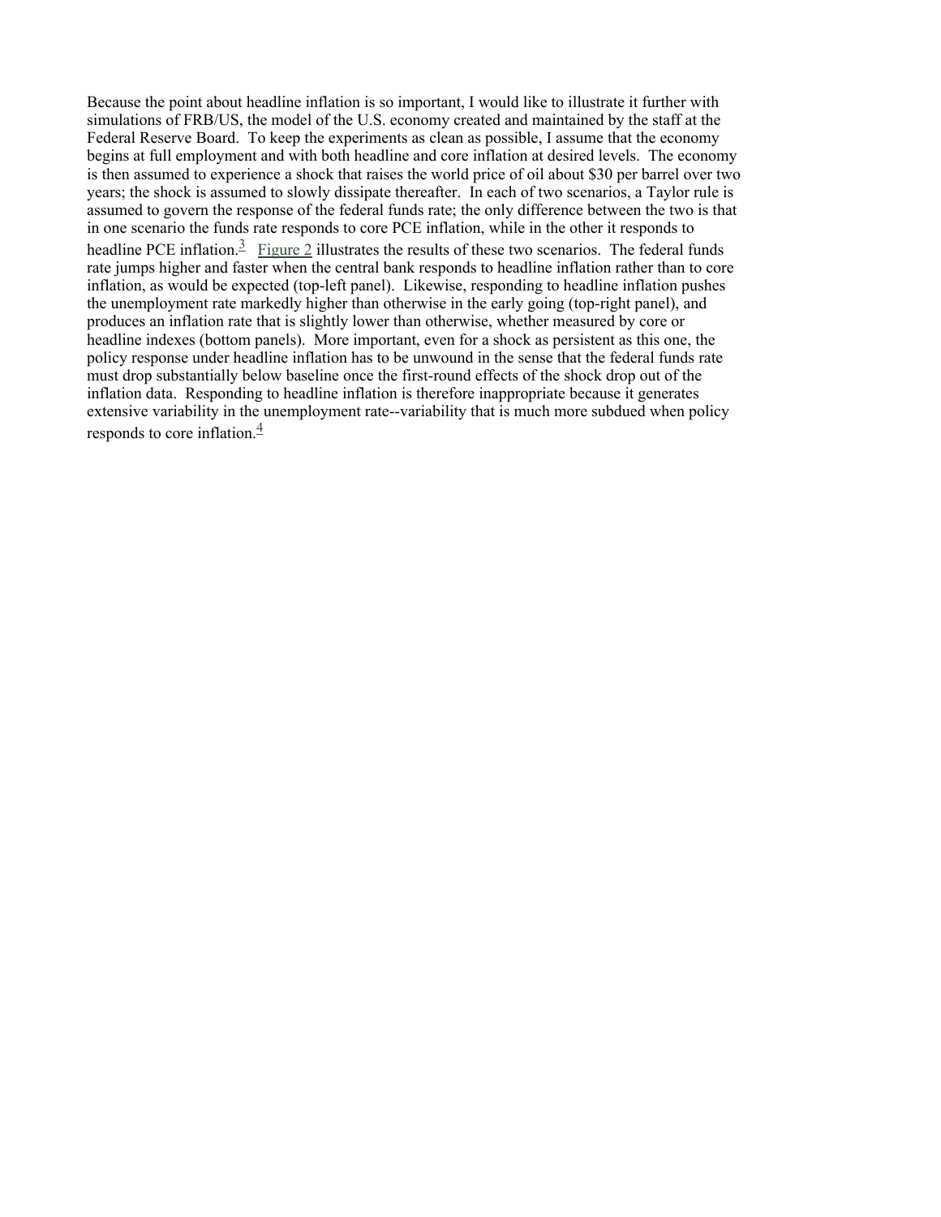Because the point about headline inflation is so important, I would like to illustrate it further with simulations of FRB/US, the model of the U.S. economy created and maintained by the staff at the Federal Reserve Board. To keep the experiments as clean as possible, I assume that the economy begins at full employment and with both headline and core inflation at desired levels. The economy is then assumed to experience a shock that raises the world price of oil about $30 per barrel over two years; the shock is assumed to slowly dissipate thereafter. In each of two scenarios, a Taylor rule is assumed to govern the response of the federal funds rate; the only difference between the two is that in one scenario the funds rate responds to core PCE inflation, while in the other it responds to headline PCE inflation.[3] Figure 2 illustrates the results of these two scenarios. The federal funds rate jumps higher and faster when the central bank responds to headline inflation rather than to core inflation, as would be expected (top-left panel). Likewise, responding to headline inflation pushes the unemployment rate markedly higher than otherwise in the early going (top-right panel), and produces an inflation rate that is slightly lower than otherwise, whether measured by core or headline indexes (bottom panels). More important, even for a shock as persistent as this one, the policy response under headline inflation has to be unwound in the sense that the federal funds rate must drop substantially below baseline once the first-round effects of the shock drop out of the inflation data. Responding to headline inflation is therefore inappropriate because it generates extensive variability in the unemployment rate--variability that is much more subdued when policy responds to core inflation.[4]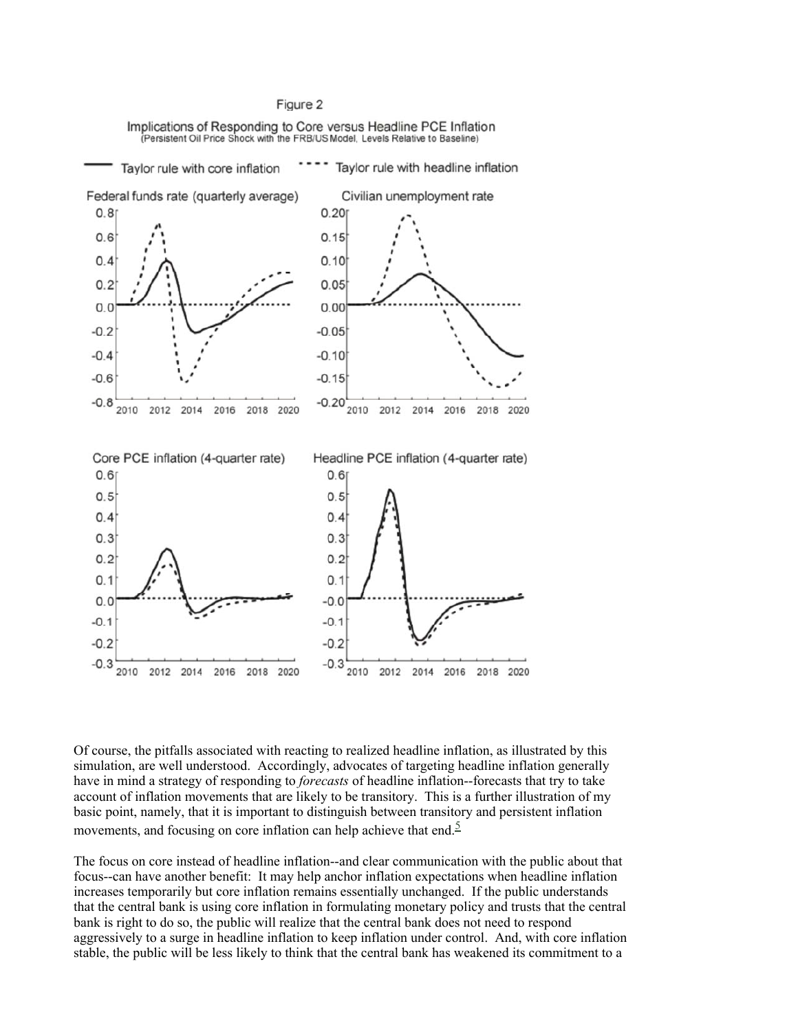Figure 2

Implications of Responding to Core versus Headline PCE Inflation
(Persistent Oil Price Shock with the FRB/US Model, Levels Relative to Baseline)

Of course, the pitfalls associated with reacting to realized headline inflation, as illustrated by this simulation, are well understood. Accordingly, advocates of targeting headline inflation generally have in mind a strategy of responding to *forecasts* of headline inflation--forecasts that try to take account of inflation movements that are likely to be transitory. This is a further illustration of my basic point, namely, that it is important to distinguish between transitory and persistent inflation movements, and focusing on core inflation can help achieve that end.[5]

The focus on core instead of headline inflation--and clear communication with the public about that focus--can have another benefit: It may help anchor inflation expectations when headline inflation increases temporarily but core inflation remains essentially unchanged. If the public understands that the central bank is using core inflation in formulating monetary policy and trusts that the central bank is right to do so, the public will realize that the central bank does not need to respond aggressively to a surge in headline inflation to keep inflation under control. And, with core inflation stable, the public will be less likely to think that the central bank has weakened its commitment to a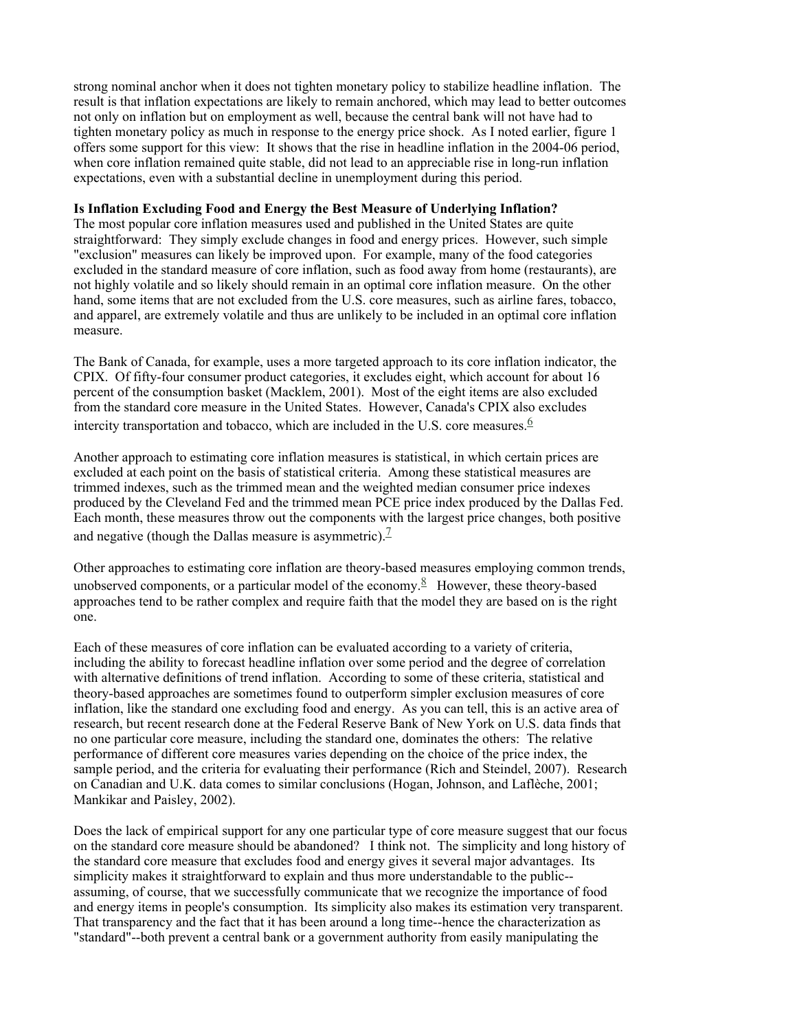strong nominal anchor when it does not tighten monetary policy to stabilize headline inflation. The result is that inflation expectations are likely to remain anchored, which may lead to better outcomes not only on inflation but on employment as well, because the central bank will not have had to tighten monetary policy as much in response to the energy price shock. As I noted earlier, figure 1 offers some support for this view: It shows that the rise in headline inflation in the 2004-06 period, when core inflation remained quite stable, did not lead to an appreciable rise in long-run inflation expectations, even with a substantial decline in unemployment during this period.

**Is Inflation Excluding Food and Energy the Best Measure of Underlying Inflation?**

The most popular core inflation measures used and published in the United States are quite straightforward: They simply exclude changes in food and energy prices. However, such simple "exclusion" measures can likely be improved upon. For example, many of the food categories excluded in the standard measure of core inflation, such as food away from home (restaurants), are not highly volatile and so likely should remain in an optimal core inflation measure. On the other hand, some items that are not excluded from the U.S. core measures, such as airline fares, tobacco, and apparel, are extremely volatile and thus are unlikely to be included in an optimal core inflation measure.

The Bank of Canada, for example, uses a more targeted approach to its core inflation indicator, the CPIX. Of fifty-four consumer product categories, it excludes eight, which account for about 16 percent of the consumption basket (Macklem, 2001). Most of the eight items are also excluded from the standard core measure in the United States. However, Canada's CPIX also excludes intercity transportation and tobacco, which are included in the U.S. core measures.[6]

Another approach to estimating core inflation measures is statistical, in which certain prices are excluded at each point on the basis of statistical criteria. Among these statistical measures are trimmed indexes, such as the trimmed mean and the weighted median consumer price indexes produced by the Cleveland Fed and the trimmed mean PCE price index produced by the Dallas Fed. Each month, these measures throw out the components with the largest price changes, both positive and negative (though the Dallas measure is asymmetric).[7]

Other approaches to estimating core inflation are theory-based measures employing common trends, unobserved components, or a particular model of the economy.[8] However, these theory-based approaches tend to be rather complex and require faith that the model they are based on is the right one.

Each of these measures of core inflation can be evaluated according to a variety of criteria, including the ability to forecast headline inflation over some period and the degree of correlation with alternative definitions of trend inflation. According to some of these criteria, statistical and theory-based approaches are sometimes found to outperform simpler exclusion measures of core inflation, like the standard one excluding food and energy. As you can tell, this is an active area of research, but recent research done at the Federal Reserve Bank of New York on U.S. data finds that no one particular core measure, including the standard one, dominates the others: The relative performance of different core measures varies depending on the choice of the price index, the sample period, and the criteria for evaluating their performance (Rich and Steindel, 2007). Research on Canadian and U.K. data comes to similar conclusions (Hogan, Johnson, and Laflèche, 2001; Mankikar and Paisley, 2002).

Does the lack of empirical support for any one particular type of core measure suggest that our focus on the standard core measure should be abandoned? I think not. The simplicity and long history of the standard core measure that excludes food and energy gives it several major advantages. Its simplicity makes it straightforward to explain and thus more understandable to the public--assuming, of course, that we successfully communicate that we recognize the importance of food and energy items in people's consumption. Its simplicity also makes its estimation very transparent. That transparency and the fact that it has been around a long time--hence the characterization as "standard"--both prevent a central bank or a government authority from easily manipulating the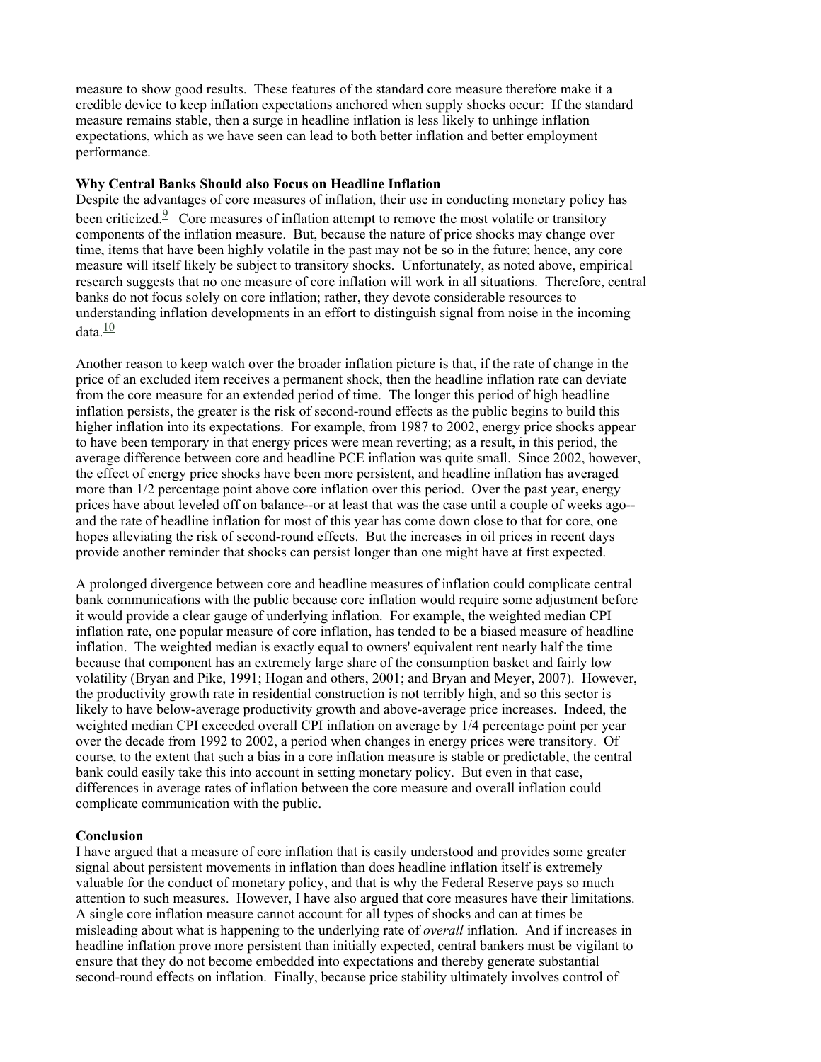measure to show good results. These features of the standard core measure therefore make it a credible device to keep inflation expectations anchored when supply shocks occur: If the standard measure remains stable, then a surge in headline inflation is less likely to unhinge inflation expectations, which as we have seen can lead to both better inflation and better employment performance.

**Why Central Banks Should also Focus on Headline Inflation**

Despite the advantages of core measures of inflation, their use in conducting monetary policy has been criticized.[9] Core measures of inflation attempt to remove the most volatile or transitory components of the inflation measure. But, because the nature of price shocks may change over time, items that have been highly volatile in the past may not be so in the future; hence, any core measure will itself likely be subject to transitory shocks. Unfortunately, as noted above, empirical research suggests that no one measure of core inflation will work in all situations. Therefore, central banks do not focus solely on core inflation; rather, they devote considerable resources to understanding inflation developments in an effort to distinguish signal from noise in the incoming data.[10]

Another reason to keep watch over the broader inflation picture is that, if the rate of change in the price of an excluded item receives a permanent shock, then the headline inflation rate can deviate from the core measure for an extended period of time. The longer this period of high headline inflation persists, the greater is the risk of second-round effects as the public begins to build this higher inflation into its expectations. For example, from 1987 to 2002, energy price shocks appear to have been temporary in that energy prices were mean reverting; as a result, in this period, the average difference between core and headline PCE inflation was quite small. Since 2002, however, the effect of energy price shocks have been more persistent, and headline inflation has averaged more than 1/2 percentage point above core inflation over this period. Over the past year, energy prices have about leveled off on balance--or at least that was the case until a couple of weeks ago--and the rate of headline inflation for most of this year has come down close to that for core, one hopes alleviating the risk of second-round effects. But the increases in oil prices in recent days provide another reminder that shocks can persist longer than one might have at first expected.

A prolonged divergence between core and headline measures of inflation could complicate central bank communications with the public because core inflation would require some adjustment before it would provide a clear gauge of underlying inflation. For example, the weighted median CPI inflation rate, one popular measure of core inflation, has tended to be a biased measure of headline inflation. The weighted median is exactly equal to owners' equivalent rent nearly half the time because that component has an extremely large share of the consumption basket and fairly low volatility (Bryan and Pike, 1991; Hogan and others, 2001; and Bryan and Meyer, 2007). However, the productivity growth rate in residential construction is not terribly high, and so this sector is likely to have below-average productivity growth and above-average price increases. Indeed, the weighted median CPI exceeded overall CPI inflation on average by 1/4 percentage point per year over the decade from 1992 to 2002, a period when changes in energy prices were transitory. Of course, to the extent that such a bias in a core inflation measure is stable or predictable, the central bank could easily take this into account in setting monetary policy. But even in that case, differences in average rates of inflation between the core measure and overall inflation could complicate communication with the public.

**Conclusion**

I have argued that a measure of core inflation that is easily understood and provides some greater signal about persistent movements in inflation than does headline inflation itself is extremely valuable for the conduct of monetary policy, and that is why the Federal Reserve pays so much attention to such measures. However, I have also argued that core measures have their limitations. A single core inflation measure cannot account for all types of shocks and can at times be misleading about what is happening to the underlying rate of *overall* inflation. And if increases in headline inflation prove more persistent than initially expected, central bankers must be vigilant to ensure that they do not become embedded into expectations and thereby generate substantial second-round effects on inflation. Finally, because price stability ultimately involves control of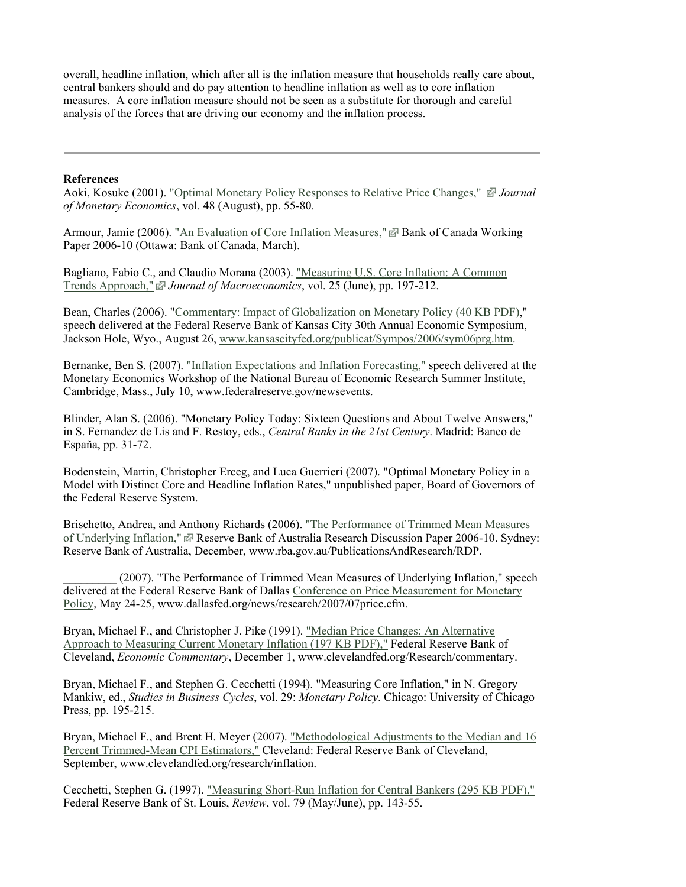overall, headline inflation, which after all is the inflation measure that households really care about, central bankers should and do pay attention to headline inflation as well as to core inflation measures. A core inflation measure should not be seen as a substitute for thorough and careful analysis of the forces that are driving our economy and the inflation process.

---

**References**

Aoki, Kosuke (2001). "Optimal Monetary Policy Responses to Relative Price Changes," *Journal of Monetary Economics*, vol. 48 (August), pp. 55-80.

Armour, Jamie (2006). "An Evaluation of Core Inflation Measures," Bank of Canada Working Paper 2006-10 (Ottawa: Bank of Canada, March).

Bagliano, Fabio C., and Claudio Morana (2003). "Measuring U.S. Core Inflation: A Common Trends Approach," *Journal of Macroeconomics*, vol. 25 (June), pp. 197-212.

Bean, Charles (2006). "Commentary: Impact of Globalization on Monetary Policy (40 KB PDF)," speech delivered at the Federal Reserve Bank of Kansas City 30th Annual Economic Symposium, Jackson Hole, Wyo., August 26, www.kansascityfed.org/publicat/Sympos/2006/sym06prg.htm.

Bernanke, Ben S. (2007). "Inflation Expectations and Inflation Forecasting," speech delivered at the Monetary Economics Workshop of the National Bureau of Economic Research Summer Institute, Cambridge, Mass., July 10, www.federalreserve.gov/newsevents.

Blinder, Alan S. (2006). "Monetary Policy Today: Sixteen Questions and About Twelve Answers," in S. Fernandez de Lis and F. Restoy, eds., *Central Banks in the 21st Century*. Madrid: Banco de España, pp. 31-72.

Bodenstein, Martin, Christopher Erceg, and Luca Guerrieri (2007). "Optimal Monetary Policy in a Model with Distinct Core and Headline Inflation Rates," unpublished paper, Board of Governors of the Federal Reserve System.

Brischetto, Andrea, and Anthony Richards (2006). "The Performance of Trimmed Mean Measures of Underlying Inflation," Reserve Bank of Australia Research Discussion Paper 2006-10. Sydney: Reserve Bank of Australia, December, www.rba.gov.au/PublicationsAndResearch/RDP.

_________ (2007). "The Performance of Trimmed Mean Measures of Underlying Inflation," speech delivered at the Federal Reserve Bank of Dallas Conference on Price Measurement for Monetary Policy, May 24-25, www.dallasfed.org/news/research/2007/07price.cfm.

Bryan, Michael F., and Christopher J. Pike (1991). "Median Price Changes: An Alternative Approach to Measuring Current Monetary Inflation (197 KB PDF)," Federal Reserve Bank of Cleveland, *Economic Commentary*, December 1, www.clevelandfed.org/Research/commentary.

Bryan, Michael F., and Stephen G. Cecchetti (1994). "Measuring Core Inflation," in N. Gregory Mankiw, ed., *Studies in Business Cycles*, vol. 29: *Monetary Policy*. Chicago: University of Chicago Press, pp. 195-215.

Bryan, Michael F., and Brent H. Meyer (2007). "Methodological Adjustments to the Median and 16 Percent Trimmed-Mean CPI Estimators," Cleveland: Federal Reserve Bank of Cleveland, September, www.clevelandfed.org/research/inflation.

Cecchetti, Stephen G. (1997). "Measuring Short-Run Inflation for Central Bankers (295 KB PDF)," Federal Reserve Bank of St. Louis, *Review*, vol. 79 (May/June), pp. 143-55.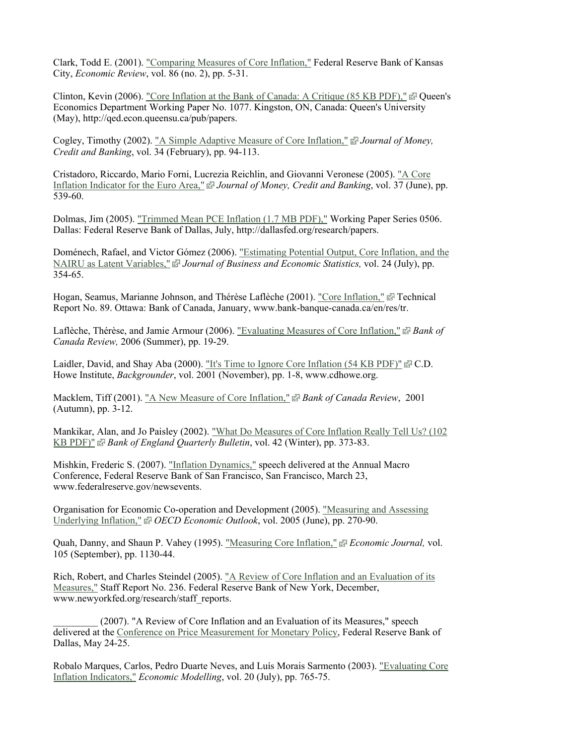Clark, Todd E. (2001). "Comparing Measures of Core Inflation," Federal Reserve Bank of Kansas City, *Economic Review*, vol. 86 (no. 2), pp. 5-31.

Clinton, Kevin (2006). "Core Inflation at the Bank of Canada: A Critique (85 KB PDF)," Queen's Economics Department Working Paper No. 1077. Kingston, ON, Canada: Queen's University (May), http://qed.econ.queensu.ca/pub/papers.

Cogley, Timothy (2002). "A Simple Adaptive Measure of Core Inflation," *Journal of Money, Credit and Banking*, vol. 34 (February), pp. 94-113.

Cristadoro, Riccardo, Mario Forni, Lucrezia Reichlin, and Giovanni Veronese (2005). "A Core Inflation Indicator for the Euro Area," *Journal of Money, Credit and Banking*, vol. 37 (June), pp. 539-60.

Dolmas, Jim (2005). "Trimmed Mean PCE Inflation (1.7 MB PDF)," Working Paper Series 0506. Dallas: Federal Reserve Bank of Dallas, July, http://dallasfed.org/research/papers.

Doménech, Rafael, and Victor Gómez (2006). "Estimating Potential Output, Core Inflation, and the NAIRU as Latent Variables," *Journal of Business and Economic Statistics,* vol. 24 (July), pp. 354-65.

Hogan, Seamus, Marianne Johnson, and Thérèse Laflèche (2001). "Core Inflation," Technical Report No. 89. Ottawa: Bank of Canada, January, www.bank-banque-canada.ca/en/res/tr.

Laflèche, Thérèse, and Jamie Armour (2006). "Evaluating Measures of Core Inflation," *Bank of Canada Review,* 2006 (Summer), pp. 19-29.

Laidler, David, and Shay Aba (2000). "It's Time to Ignore Core Inflation (54 KB PDF)" C.D. Howe Institute, *Backgrounder*, vol. 2001 (November), pp. 1-8, www.cdhowe.org.

Macklem, Tiff (2001). "A New Measure of Core Inflation," *Bank of Canada Review*, 2001 (Autumn), pp. 3-12.

Mankikar, Alan, and Jo Paisley (2002). "What Do Measures of Core Inflation Really Tell Us? (102 KB PDF)" *Bank of England Quarterly Bulletin*, vol. 42 (Winter), pp. 373-83.

Mishkin, Frederic S. (2007). "Inflation Dynamics," speech delivered at the Annual Macro Conference, Federal Reserve Bank of San Francisco, San Francisco, March 23, www.federalreserve.gov/newsevents.

Organisation for Economic Co-operation and Development (2005). "Measuring and Assessing Underlying Inflation," *OECD Economic Outlook*, vol. 2005 (June), pp. 270-90.

Quah, Danny, and Shaun P. Vahey (1995). "Measuring Core Inflation," *Economic Journal,* vol. 105 (September), pp. 1130-44.

Rich, Robert, and Charles Steindel (2005). "A Review of Core Inflation and an Evaluation of its Measures," Staff Report No. 236. Federal Reserve Bank of New York, December, www.newyorkfed.org/research/staff_reports.

_________ (2007). "A Review of Core Inflation and an Evaluation of its Measures," speech delivered at the Conference on Price Measurement for Monetary Policy, Federal Reserve Bank of Dallas, May 24-25.

Robalo Marques, Carlos, Pedro Duarte Neves, and Luís Morais Sarmento (2003). "Evaluating Core Inflation Indicators," *Economic Modelling*, vol. 20 (July), pp. 765-75.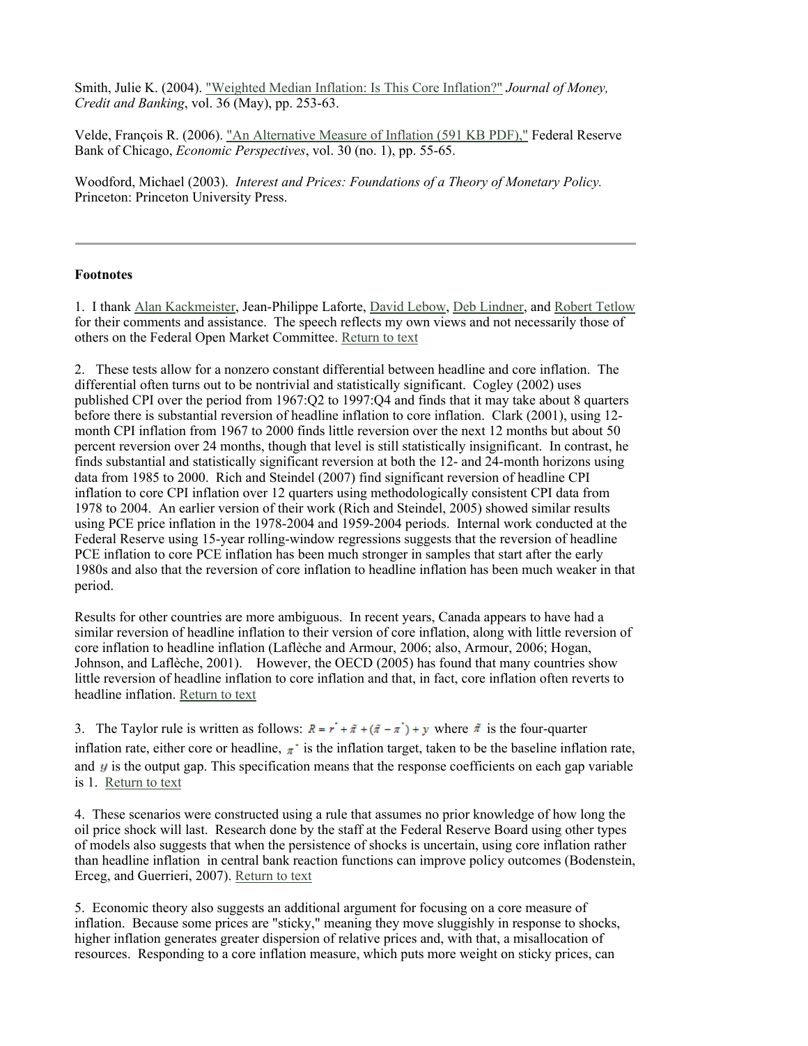Smith, Julie K. (2004). "Weighted Median Inflation: Is This Core Inflation?" *Journal of Money, Credit and Banking*, vol. 36 (May), pp. 253-63.

Velde, François R. (2006). "An Alternative Measure of Inflation (591 KB PDF)," Federal Reserve Bank of Chicago, *Economic Perspectives*, vol. 30 (no. 1), pp. 55-65.

Woodford, Michael (2003). *Interest and Prices: Foundations of a Theory of Monetary Policy.* Princeton: Princeton University Press.

---

**Footnotes**

1. I thank Alan Kackmeister, Jean-Philippe Laforte, David Lebow, Deb Lindner, and Robert Tetlow for their comments and assistance. The speech reflects my own views and not necessarily those of others on the Federal Open Market Committee. Return to text

2. These tests allow for a nonzero constant differential between headline and core inflation. The differential often turns out to be nontrivial and statistically significant. Cogley (2002) uses published CPI over the period from 1967:Q2 to 1997:Q4 and finds that it may take about 8 quarters before there is substantial reversion of headline inflation to core inflation. Clark (2001), using 12-month CPI inflation from 1967 to 2000 finds little reversion over the next 12 months but about 50 percent reversion over 24 months, though that level is still statistically insignificant. In contrast, he finds substantial and statistically significant reversion at both the 12- and 24-month horizons using data from 1985 to 2000. Rich and Steindel (2007) find significant reversion of headline CPI inflation to core CPI inflation over 12 quarters using methodologically consistent CPI data from 1978 to 2004. An earlier version of their work (Rich and Steindel, 2005) showed similar results using PCE price inflation in the 1978-2004 and 1959-2004 periods. Internal work conducted at the Federal Reserve using 15-year rolling-window regressions suggests that the reversion of headline PCE inflation to core PCE inflation has been much stronger in samples that start after the early 1980s and also that the reversion of core inflation to headline inflation has been much weaker in that period.

Results for other countries are more ambiguous. In recent years, Canada appears to have had a similar reversion of headline inflation to their version of core inflation, along with little reversion of core inflation to headline inflation (Laflèche and Armour, 2006; also, Armour, 2006; Hogan, Johnson, and Laflèche, 2001). However, the OECD (2005) has found that many countries show little reversion of headline inflation to core inflation and that, in fact, core inflation often reverts to headline inflation. Return to text

3. The Taylor rule is written as follows: $R = r^* + \bar{\pi} + (\bar{\pi} - \pi^*) + y$ where $\bar{\pi}$ is the four-quarter inflation rate, either core or headline, $\pi^*$ is the inflation target, taken to be the baseline inflation rate, and $y$ is the output gap. This specification means that the response coefficients on each gap variable is 1. Return to text

4. These scenarios were constructed using a rule that assumes no prior knowledge of how long the oil price shock will last. Research done by the staff at the Federal Reserve Board using other types of models also suggests that when the persistence of shocks is uncertain, using core inflation rather than headline inflation in central bank reaction functions can improve policy outcomes (Bodenstein, Erceg, and Guerrieri, 2007). Return to text

5. Economic theory also suggests an additional argument for focusing on a core measure of inflation. Because some prices are "sticky," meaning they move sluggishly in response to shocks, higher inflation generates greater dispersion of relative prices and, with that, a misallocation of resources. Responding to a core inflation measure, which puts more weight on sticky prices, can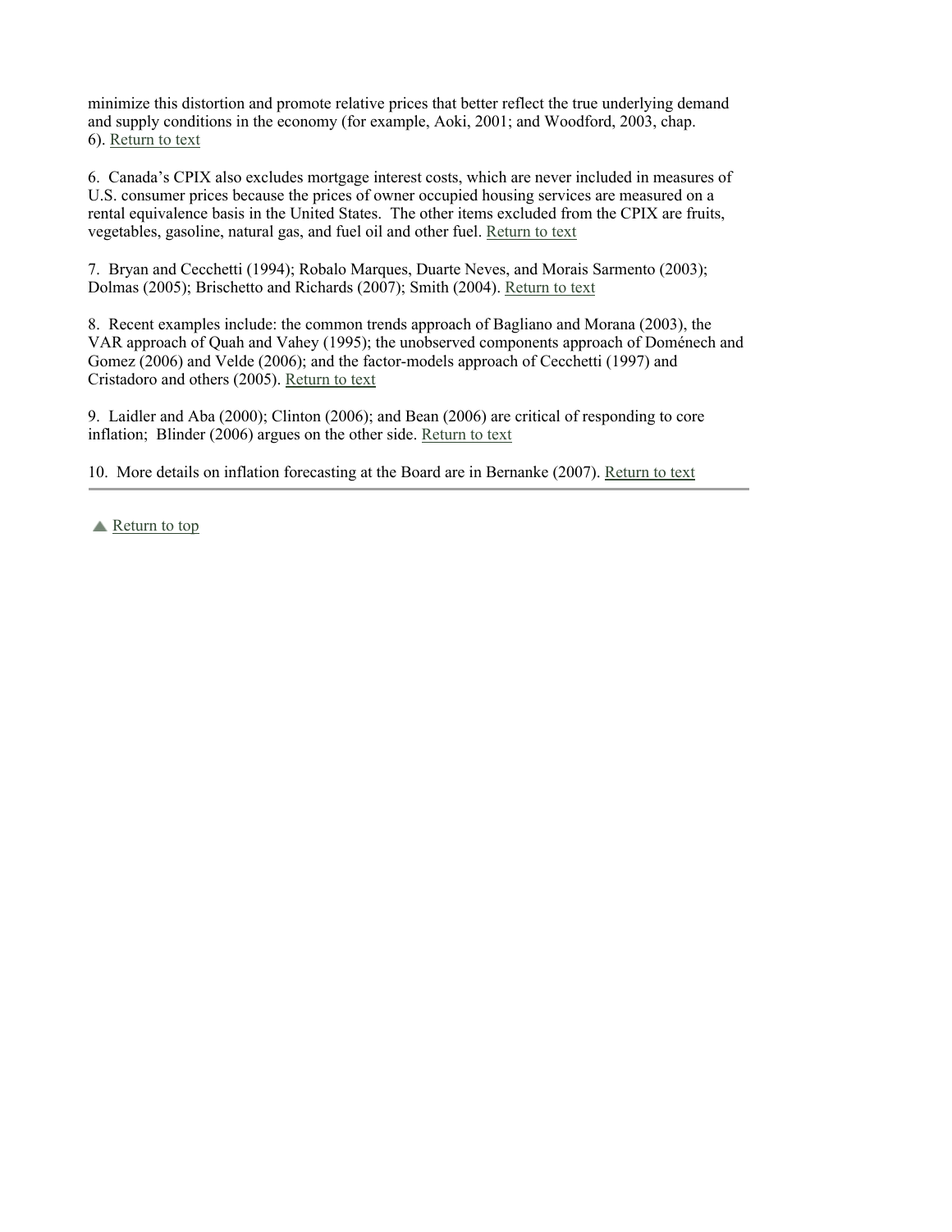minimize this distortion and promote relative prices that better reflect the true underlying demand and supply conditions in the economy (for example, Aoki, 2001; and Woodford, 2003, chap. 6). Return to text

6. Canada's CPIX also excludes mortgage interest costs, which are never included in measures of U.S. consumer prices because the prices of owner occupied housing services are measured on a rental equivalence basis in the United States. The other items excluded from the CPIX are fruits, vegetables, gasoline, natural gas, and fuel oil and other fuel. Return to text

7. Bryan and Cecchetti (1994); Robalo Marques, Duarte Neves, and Morais Sarmento (2003); Dolmas (2005); Brischetto and Richards (2007); Smith (2004). Return to text

8. Recent examples include: the common trends approach of Bagliano and Morana (2003), the VAR approach of Quah and Vahey (1995); the unobserved components approach of Doménech and Gomez (2006) and Velde (2006); and the factor-models approach of Cecchetti (1997) and Cristadoro and others (2005). Return to text

9. Laidler and Aba (2000); Clinton (2006); and Bean (2006) are critical of responding to core inflation; Blinder (2006) argues on the other side. Return to text

10. More details on inflation forecasting at the Board are in Bernanke (2007). Return to text

---

▲ Return to top